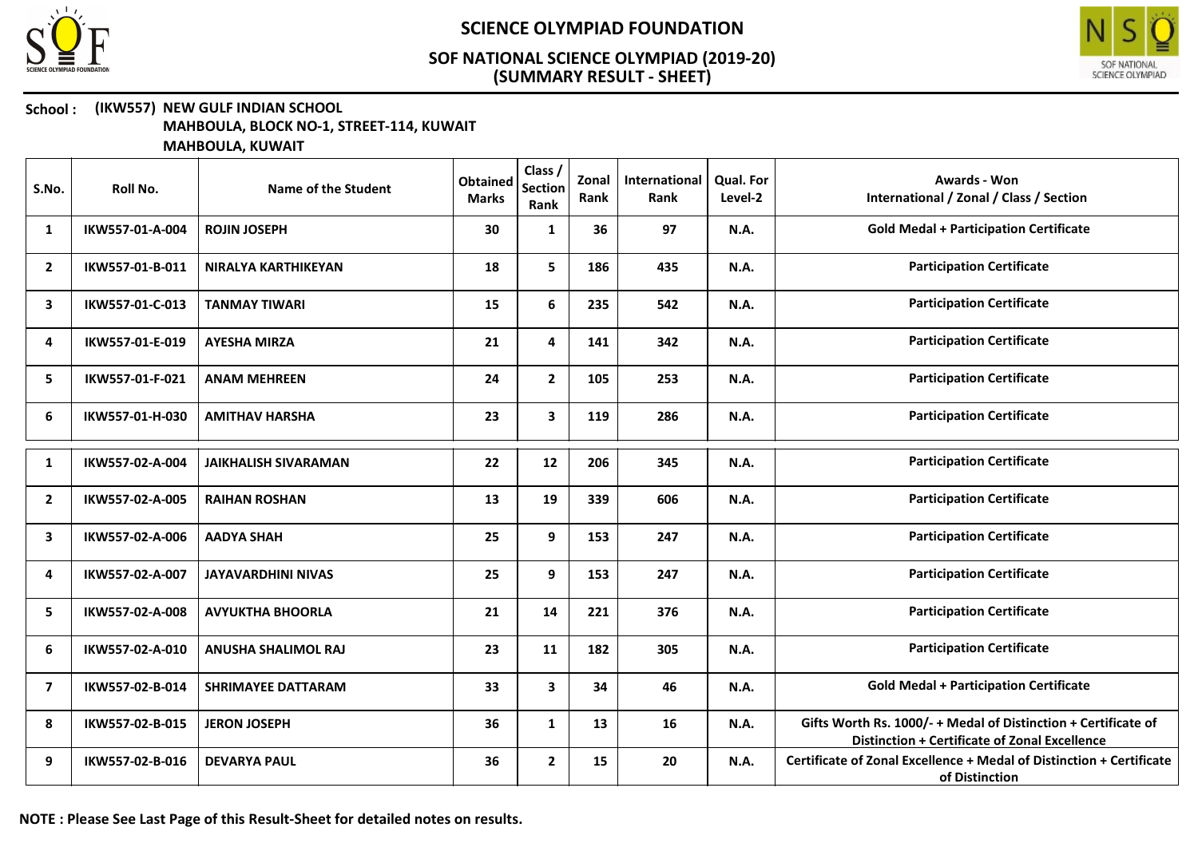# SCIENCE OLYMPIAD FOUNDATION

## SOF NATIONAL SCIENCE OLYMPIAD (2019-20)
## (SUMMARY RESULT - SHEET)

**School : (IKW557) NEW GULF INDIAN SCHOOL**
**MAHBOULA, BLOCK NO-1, STREET-114, KUWAIT**
**MAHBOULA, KUWAIT**

| S.No. | Roll No. | Name of the Student | Obtained Marks | Class / Section Rank | Zonal Rank | International Rank | Qual. For Level-2 | Awards - Won International / Zonal / Class / Section |
|---|---|---|---|---|---|---|---|---|
| 1 | IKW557-01-A-004 | ROJIN JOSEPH | 30 | 1 | 36 | 97 | N.A. | Gold Medal + Participation Certificate |
| 2 | IKW557-01-B-011 | NIRALYA KARTHIKEYAN | 18 | 5 | 186 | 435 | N.A. | Participation Certificate |
| 3 | IKW557-01-C-013 | TANMAY TIWARI | 15 | 6 | 235 | 542 | N.A. | Participation Certificate |
| 4 | IKW557-01-E-019 | AYESHA MIRZA | 21 | 4 | 141 | 342 | N.A. | Participation Certificate |
| 5 | IKW557-01-F-021 | ANAM MEHREEN | 24 | 2 | 105 | 253 | N.A. | Participation Certificate |
| 6 | IKW557-01-H-030 | AMITHAV HARSHA | 23 | 3 | 119 | 286 | N.A. | Participation Certificate |
| 1 | IKW557-02-A-004 | JAIKHALISH SIVARAMAN | 22 | 12 | 206 | 345 | N.A. | Participation Certificate |
| 2 | IKW557-02-A-005 | RAIHAN ROSHAN | 13 | 19 | 339 | 606 | N.A. | Participation Certificate |
| 3 | IKW557-02-A-006 | AADYA SHAH | 25 | 9 | 153 | 247 | N.A. | Participation Certificate |
| 4 | IKW557-02-A-007 | JAYAVARDHINI NIVAS | 25 | 9 | 153 | 247 | N.A. | Participation Certificate |
| 5 | IKW557-02-A-008 | AVYUKTHA BHOORLA | 21 | 14 | 221 | 376 | N.A. | Participation Certificate |
| 6 | IKW557-02-A-010 | ANUSHA SHALIMOL RAJ | 23 | 11 | 182 | 305 | N.A. | Participation Certificate |
| 7 | IKW557-02-B-014 | SHRIMAYEE DATTARAM | 33 | 3 | 34 | 46 | N.A. | Gold Medal + Participation Certificate |
| 8 | IKW557-02-B-015 | JERON JOSEPH | 36 | 1 | 13 | 16 | N.A. | Gifts Worth Rs. 1000/- + Medal of Distinction + Certificate of Distinction + Certificate of Zonal Excellence |
| 9 | IKW557-02-B-016 | DEVARYA PAUL | 36 | 2 | 15 | 20 | N.A. | Certificate of Zonal Excellence + Medal of Distinction + Certificate of Distinction |

**NOTE : Please See Last Page of this Result-Sheet for detailed notes on results.**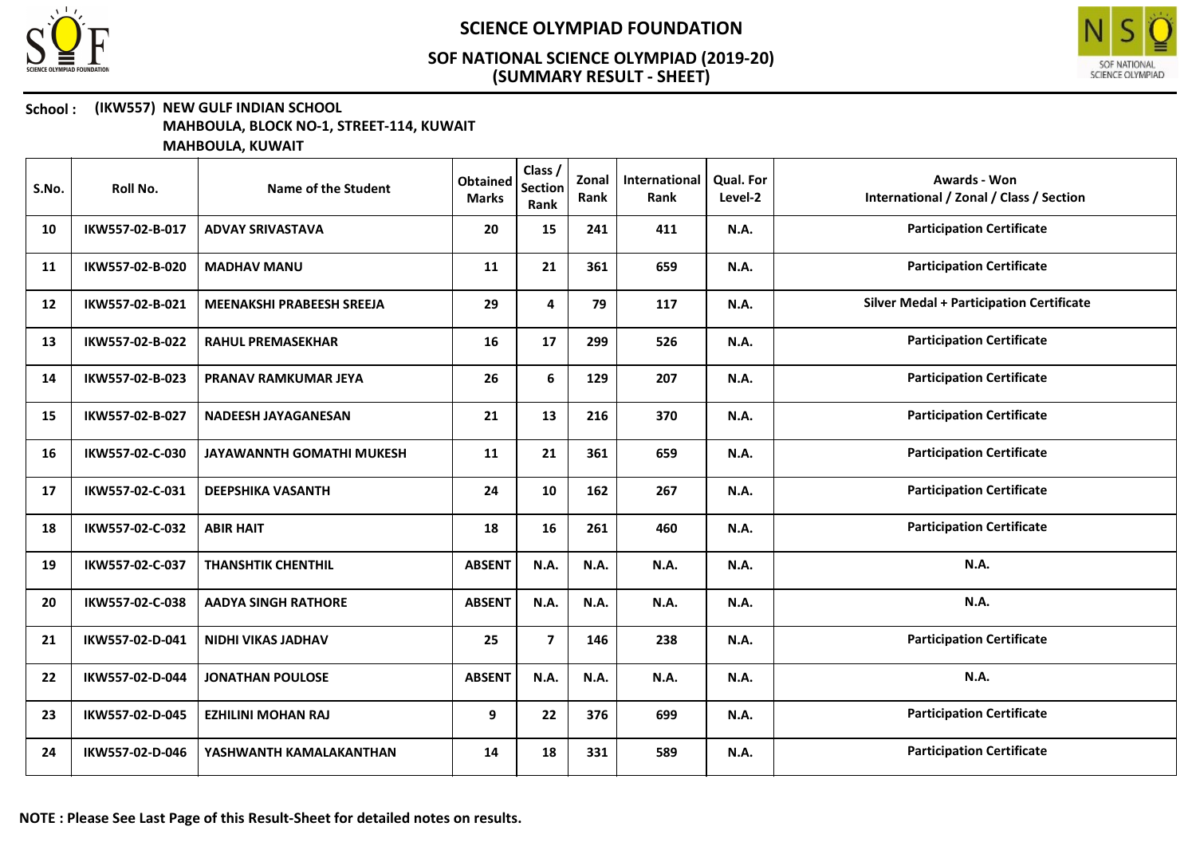# SCIENCE OLYMPIAD FOUNDATION

## SOF NATIONAL SCIENCE OLYMPIAD (2019-20)
## (SUMMARY RESULT - SHEET)

**School : (IKW557) NEW GULF INDIAN SCHOOL**
**MAHBOULA, BLOCK NO-1, STREET-114, KUWAIT**
**MAHBOULA, KUWAIT**

| S.No. | Roll No. | Name of the Student | Obtained Marks | Class / Section Rank | Zonal Rank | International Rank | Qual. For Level-2 | Awards - Won International / Zonal / Class / Section |
|---|---|---|---|---|---|---|---|---|
| 10 | IKW557-02-B-017 | ADVAY SRIVASTAVA | 20 | 15 | 241 | 411 | N.A. | Participation Certificate |
| 11 | IKW557-02-B-020 | MADHAV MANU | 11 | 21 | 361 | 659 | N.A. | Participation Certificate |
| 12 | IKW557-02-B-021 | MEENAKSHI PRABEESH SREEJA | 29 | 4 | 79 | 117 | N.A. | Silver Medal + Participation Certificate |
| 13 | IKW557-02-B-022 | RAHUL PREMASEKHAR | 16 | 17 | 299 | 526 | N.A. | Participation Certificate |
| 14 | IKW557-02-B-023 | PRANAV RAMKUMAR JEYA | 26 | 6 | 129 | 207 | N.A. | Participation Certificate |
| 15 | IKW557-02-B-027 | NADEESH JAYAGANESAN | 21 | 13 | 216 | 370 | N.A. | Participation Certificate |
| 16 | IKW557-02-C-030 | JAYAWANNTH GOMATHI MUKESH | 11 | 21 | 361 | 659 | N.A. | Participation Certificate |
| 17 | IKW557-02-C-031 | DEEPSHIKA VASANTH | 24 | 10 | 162 | 267 | N.A. | Participation Certificate |
| 18 | IKW557-02-C-032 | ABIR HAIT | 18 | 16 | 261 | 460 | N.A. | Participation Certificate |
| 19 | IKW557-02-C-037 | THANSHTIK CHENTHIL | ABSENT | N.A. | N.A. | N.A. | N.A. | N.A. |
| 20 | IKW557-02-C-038 | AADYA SINGH RATHORE | ABSENT | N.A. | N.A. | N.A. | N.A. | N.A. |
| 21 | IKW557-02-D-041 | NIDHI VIKAS JADHAV | 25 | 7 | 146 | 238 | N.A. | Participation Certificate |
| 22 | IKW557-02-D-044 | JONATHAN POULOSE | ABSENT | N.A. | N.A. | N.A. | N.A. | N.A. |
| 23 | IKW557-02-D-045 | EZHILINI MOHAN RAJ | 9 | 22 | 376 | 699 | N.A. | Participation Certificate |
| 24 | IKW557-02-D-046 | YASHWANTH KAMALAKANTHAN | 14 | 18 | 331 | 589 | N.A. | Participation Certificate |

**NOTE : Please See Last Page of this Result-Sheet for detailed notes on results.**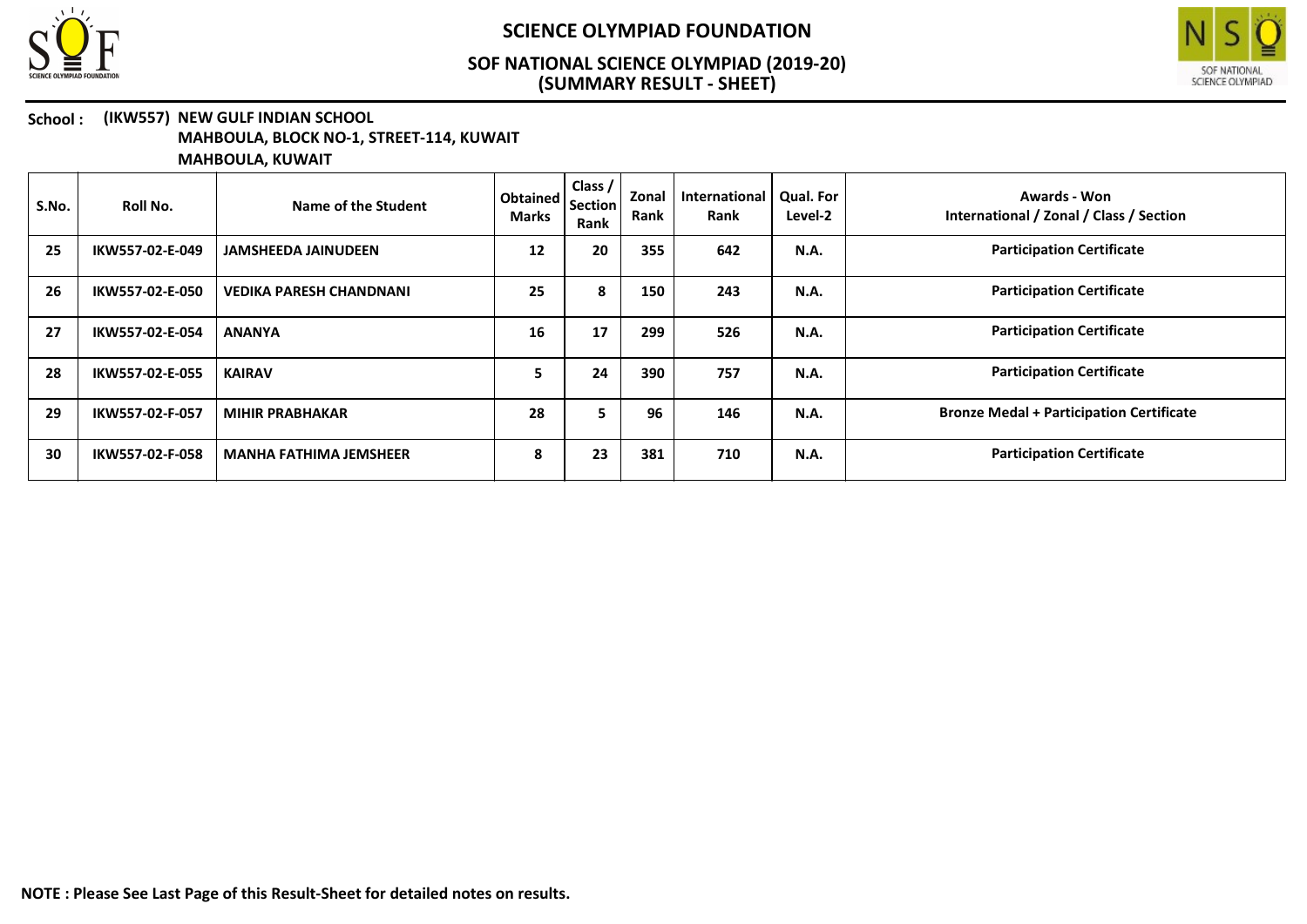**School : (IKW557) NEW GULF INDIAN SCHOOL**
**MAHBOULA, BLOCK NO-1, STREET-114, KUWAIT**
**MAHBOULA, KUWAIT**

| S.No. | Roll No. | Name of the Student | Obtained Marks | Class / Section Rank | Zonal Rank | International Rank | Qual. For Level-2 | Awards - Won International / Zonal / Class / Section |
|---|---|---|---|---|---|---|---|---|
| 25 | IKW557-02-E-049 | JAMSHEEDA JAINUDEEN | 12 | 20 | 355 | 642 | N.A. | Participation Certificate |
| 26 | IKW557-02-E-050 | VEDIKA PARESH CHANDNANI | 25 | 8 | 150 | 243 | N.A. | Participation Certificate |
| 27 | IKW557-02-E-054 | ANANYA | 16 | 17 | 299 | 526 | N.A. | Participation Certificate |
| 28 | IKW557-02-E-055 | KAIRAV | 5 | 24 | 390 | 757 | N.A. | Participation Certificate |
| 29 | IKW557-02-F-057 | MIHIR PRABHAKAR | 28 | 5 | 96 | 146 | N.A. | Bronze Medal + Participation Certificate |
| 30 | IKW557-02-F-058 | MANHA FATHIMA JEMSHEER | 8 | 23 | 381 | 710 | N.A. | Participation Certificate |

**NOTE : Please See Last Page of this Result-Sheet for detailed notes on results.**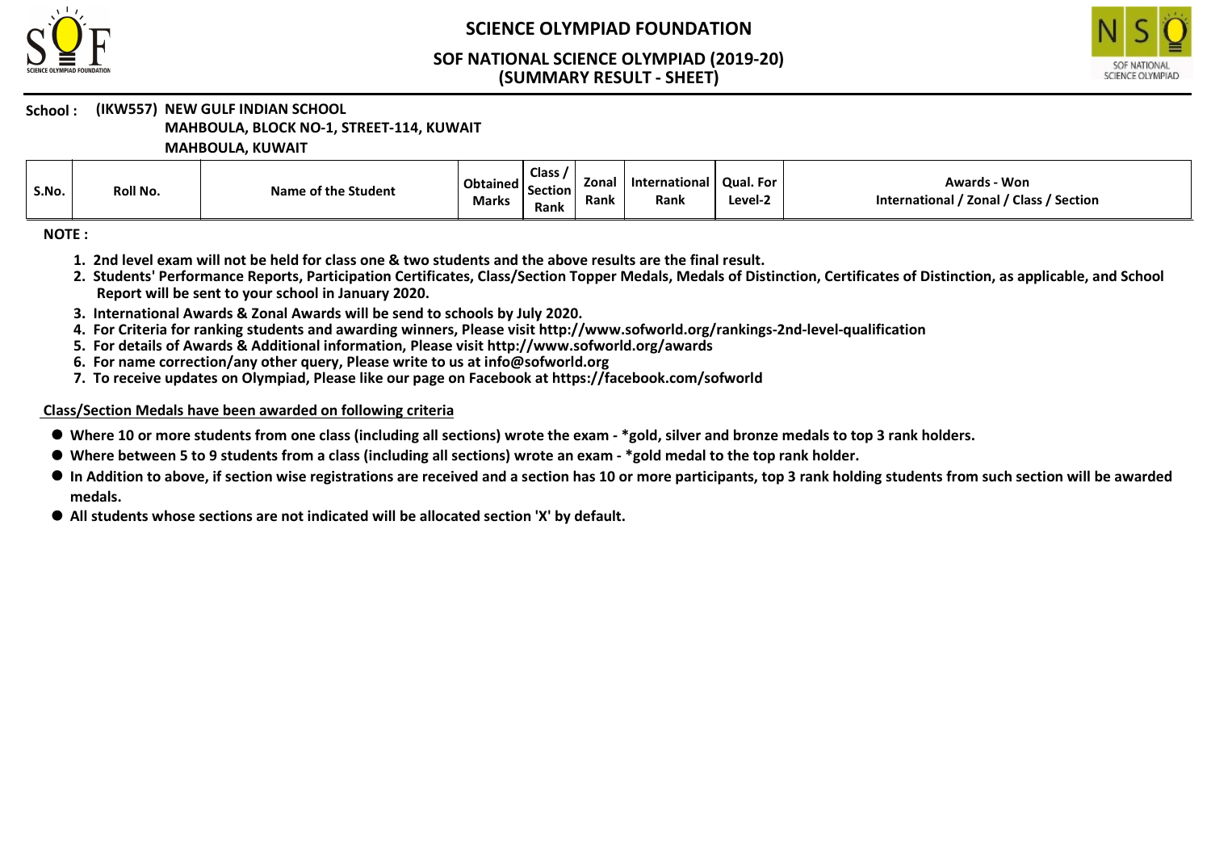# SCIENCE OLYMPIAD FOUNDATION

## SOF NATIONAL SCIENCE OLYMPIAD (2019-20)
## (SUMMARY RESULT - SHEET)

**School : (IKW557) NEW GULF INDIAN SCHOOL**
**MAHBOULA, BLOCK NO-1, STREET-114, KUWAIT**
**MAHBOULA, KUWAIT**

| S.No. | Roll No. | Name of the Student | Obtained Marks | Class / Section Rank | Zonal Rank | International Rank | Qual. For Level-2 | Awards - Won International / Zonal / Class / Section |
|---|---|---|---|---|---|---|---|---|

**NOTE :**

1. **2nd level exam will not be held for class one & two students and the above results are the final result.**
2. **Students' Performance Reports, Participation Certificates, Class/Section Topper Medals, Medals of Distinction, Certificates of Distinction, as applicable, and School Report will be sent to your school in January 2020.**
3. **International Awards & Zonal Awards will be send to schools by July 2020.**
4. **For Criteria for ranking students and awarding winners, Please visit http://www.sofworld.org/rankings-2nd-level-qualification**
5. **For details of Awards & Additional information, Please visit http://www.sofworld.org/awards**
6. **For name correction/any other query, Please write to us at info@sofworld.org**
7. **To receive updates on Olympiad, Please like our page on Facebook at https://facebook.com/sofworld**

**Class/Section Medals have been awarded on following criteria**

- **Where 10 or more students from one class (including all sections) wrote the exam - *gold, silver and bronze medals to top 3 rank holders.**
- **Where between 5 to 9 students from a class (including all sections) wrote an exam - *gold medal to the top rank holder.**
- **In Addition to above, if section wise registrations are received and a section has 10 or more participants, top 3 rank holding students from such section will be awarded medals.**
- **All students whose sections are not indicated will be allocated section 'X' by default.**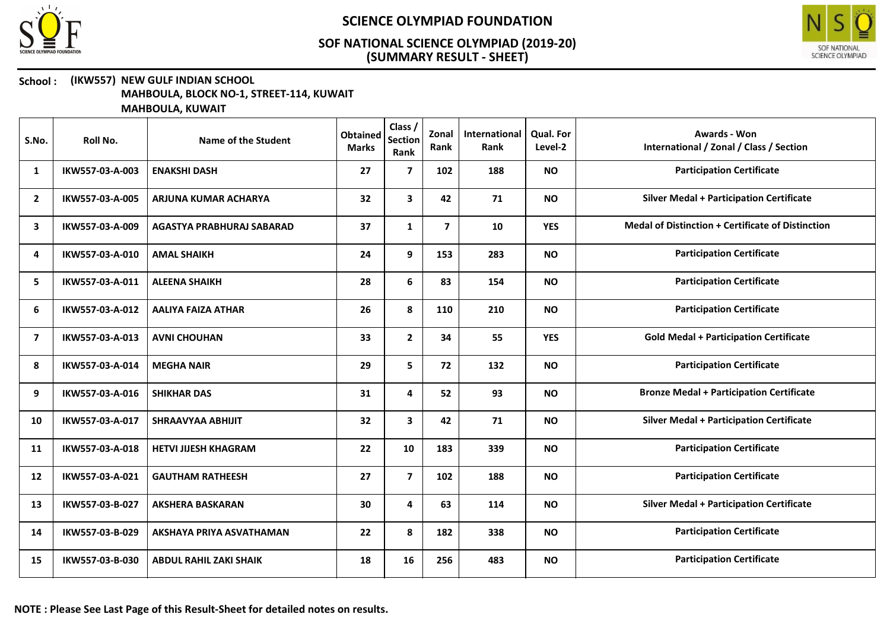# SCIENCE OLYMPIAD FOUNDATION

## SOF NATIONAL SCIENCE OLYMPIAD (2019-20)
## (SUMMARY RESULT - SHEET)

**School : (IKW557) NEW GULF INDIAN SCHOOL**
**MAHBOULA, BLOCK NO-1, STREET-114, KUWAIT**
**MAHBOULA, KUWAIT**

| S.No. | Roll No. | Name of the Student | Obtained Marks | Class / Section Rank | Zonal Rank | International Rank | Qual. For Level-2 | Awards - Won International / Zonal / Class / Section |
|---|---|---|---|---|---|---|---|---|
| 1 | IKW557-03-A-003 | ENAKSHI DASH | 27 | 7 | 102 | 188 | NO | Participation Certificate |
| 2 | IKW557-03-A-005 | ARJUNA KUMAR ACHARYA | 32 | 3 | 42 | 71 | NO | Silver Medal + Participation Certificate |
| 3 | IKW557-03-A-009 | AGASTYA PRABHURAJ SABARAD | 37 | 1 | 7 | 10 | YES | Medal of Distinction + Certificate of Distinction |
| 4 | IKW557-03-A-010 | AMAL SHAIKH | 24 | 9 | 153 | 283 | NO | Participation Certificate |
| 5 | IKW557-03-A-011 | ALEENA SHAIKH | 28 | 6 | 83 | 154 | NO | Participation Certificate |
| 6 | IKW557-03-A-012 | AALIYA FAIZA ATHAR | 26 | 8 | 110 | 210 | NO | Participation Certificate |
| 7 | IKW557-03-A-013 | AVNI CHOUHAN | 33 | 2 | 34 | 55 | YES | Gold Medal + Participation Certificate |
| 8 | IKW557-03-A-014 | MEGHA NAIR | 29 | 5 | 72 | 132 | NO | Participation Certificate |
| 9 | IKW557-03-A-016 | SHIKHAR DAS | 31 | 4 | 52 | 93 | NO | Bronze Medal + Participation Certificate |
| 10 | IKW557-03-A-017 | SHRAAVYAA ABHIJIT | 32 | 3 | 42 | 71 | NO | Silver Medal + Participation Certificate |
| 11 | IKW557-03-A-018 | HETVI JIJESH KHAGRAM | 22 | 10 | 183 | 339 | NO | Participation Certificate |
| 12 | IKW557-03-A-021 | GAUTHAM RATHEESH | 27 | 7 | 102 | 188 | NO | Participation Certificate |
| 13 | IKW557-03-B-027 | AKSHERA BASKARAN | 30 | 4 | 63 | 114 | NO | Silver Medal + Participation Certificate |
| 14 | IKW557-03-B-029 | AKSHAYA PRIYA ASVATHAMAN | 22 | 8 | 182 | 338 | NO | Participation Certificate |
| 15 | IKW557-03-B-030 | ABDUL RAHIL ZAKI SHAIK | 18 | 16 | 256 | 483 | NO | Participation Certificate |

**NOTE : Please See Last Page of this Result-Sheet for detailed notes on results.**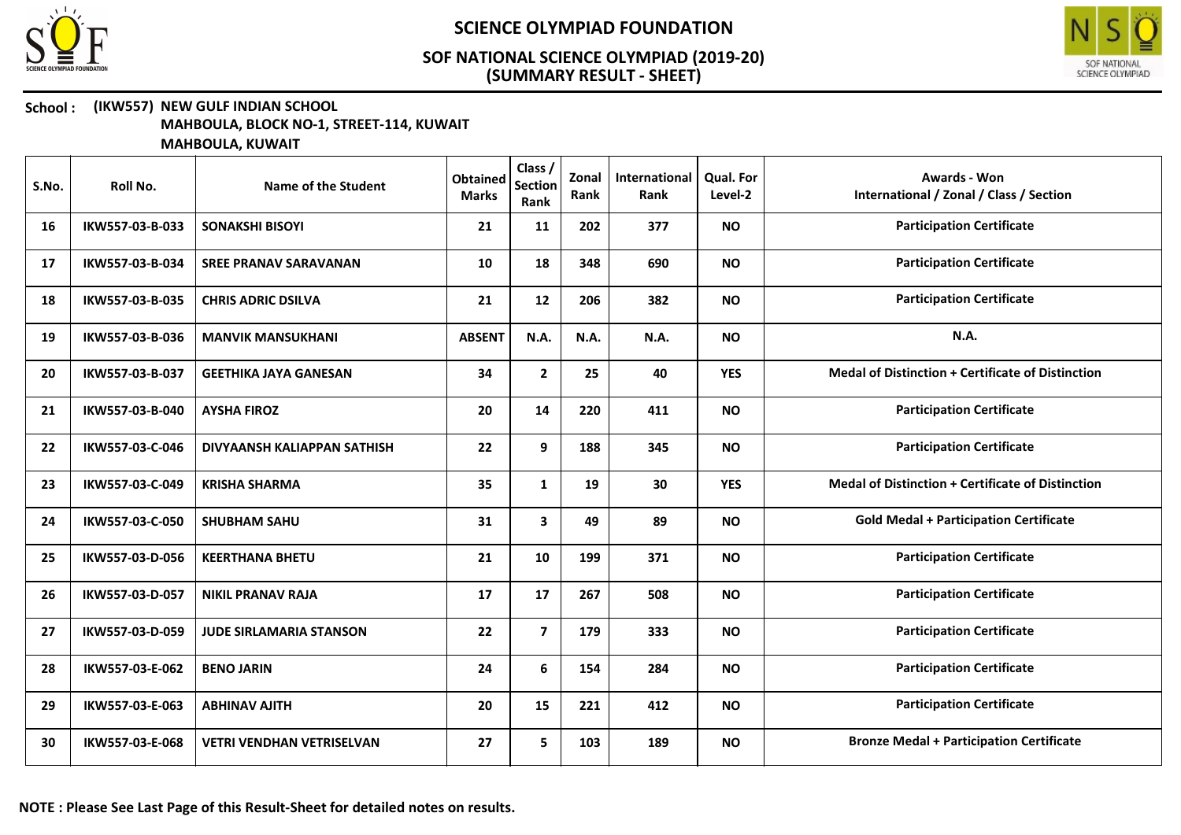# SCIENCE OLYMPIAD FOUNDATION

## SOF NATIONAL SCIENCE OLYMPIAD (2019-20)
## (SUMMARY RESULT - SHEET)

**School : (IKW557) NEW GULF INDIAN SCHOOL**
**MAHBOULA, BLOCK NO-1, STREET-114, KUWAIT**
**MAHBOULA, KUWAIT**

| S.No. | Roll No. | Name of the Student | Obtained Marks | Class / Section Rank | Zonal Rank | International Rank | Qual. For Level-2 | Awards - Won International / Zonal / Class / Section |
|---|---|---|---|---|---|---|---|---|
| 16 | IKW557-03-B-033 | SONAKSHI BISOYI | 21 | 11 | 202 | 377 | NO | Participation Certificate |
| 17 | IKW557-03-B-034 | SREE PRANAV SARAVANAN | 10 | 18 | 348 | 690 | NO | Participation Certificate |
| 18 | IKW557-03-B-035 | CHRIS ADRIC DSILVA | 21 | 12 | 206 | 382 | NO | Participation Certificate |
| 19 | IKW557-03-B-036 | MANVIK MANSUKHANI | ABSENT | N.A. | N.A. | N.A. | NO | N.A. |
| 20 | IKW557-03-B-037 | GEETHIKA JAYA GANESAN | 34 | 2 | 25 | 40 | YES | Medal of Distinction + Certificate of Distinction |
| 21 | IKW557-03-B-040 | AYSHA FIROZ | 20 | 14 | 220 | 411 | NO | Participation Certificate |
| 22 | IKW557-03-C-046 | DIVYAANSH KALIAPPAN SATHISH | 22 | 9 | 188 | 345 | NO | Participation Certificate |
| 23 | IKW557-03-C-049 | KRISHA SHARMA | 35 | 1 | 19 | 30 | YES | Medal of Distinction + Certificate of Distinction |
| 24 | IKW557-03-C-050 | SHUBHAM SAHU | 31 | 3 | 49 | 89 | NO | Gold Medal + Participation Certificate |
| 25 | IKW557-03-D-056 | KEERTHANA BHETU | 21 | 10 | 199 | 371 | NO | Participation Certificate |
| 26 | IKW557-03-D-057 | NIKIL PRANAV RAJA | 17 | 17 | 267 | 508 | NO | Participation Certificate |
| 27 | IKW557-03-D-059 | JUDE SIRLAMARIA STANSON | 22 | 7 | 179 | 333 | NO | Participation Certificate |
| 28 | IKW557-03-E-062 | BENO JARIN | 24 | 6 | 154 | 284 | NO | Participation Certificate |
| 29 | IKW557-03-E-063 | ABHINAV AJITH | 20 | 15 | 221 | 412 | NO | Participation Certificate |
| 30 | IKW557-03-E-068 | VETRI VENDHAN VETRISELVAN | 27 | 5 | 103 | 189 | NO | Bronze Medal + Participation Certificate |

**NOTE : Please See Last Page of this Result-Sheet for detailed notes on results.**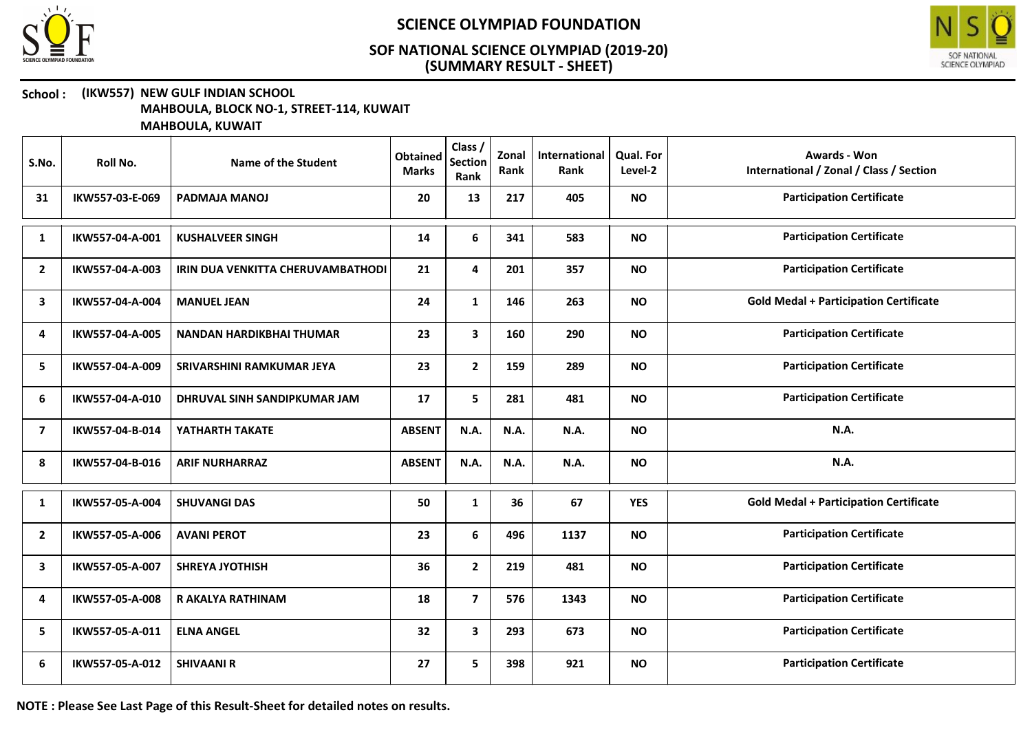# SCIENCE OLYMPIAD FOUNDATION

## SOF NATIONAL SCIENCE OLYMPIAD (2019-20)
## (SUMMARY RESULT - SHEET)

**School :** **(IKW557) NEW GULF INDIAN SCHOOL**
**MAHBOULA, BLOCK NO-1, STREET-114, KUWAIT**
**MAHBOULA, KUWAIT**

| S.No. | Roll No. | Name of the Student | Obtained Marks | Class / Section Rank | Zonal Rank | International Rank | Qual. For Level-2 | Awards - Won International / Zonal / Class / Section |
|---|---|---|---|---|---|---|---|---|
| 31 | IKW557-03-E-069 | PADMAJA MANOJ | 20 | 13 | 217 | 405 | NO | Participation Certificate |
| 1 | IKW557-04-A-001 | KUSHALVEER SINGH | 14 | 6 | 341 | 583 | NO | Participation Certificate |
| 2 | IKW557-04-A-003 | IRIN DUA VENKITTA CHERUVAMBATHODI | 21 | 4 | 201 | 357 | NO | Participation Certificate |
| 3 | IKW557-04-A-004 | MANUEL JEAN | 24 | 1 | 146 | 263 | NO | Gold Medal + Participation Certificate |
| 4 | IKW557-04-A-005 | NANDAN HARDIKBHAI THUMAR | 23 | 3 | 160 | 290 | NO | Participation Certificate |
| 5 | IKW557-04-A-009 | SRIVARSHINI RAMKUMAR JEYA | 23 | 2 | 159 | 289 | NO | Participation Certificate |
| 6 | IKW557-04-A-010 | DHRUVAL SINH SANDIPKUMAR JAM | 17 | 5 | 281 | 481 | NO | Participation Certificate |
| 7 | IKW557-04-B-014 | YATHARTH TAKATE | ABSENT | N.A. | N.A. | N.A. | NO | N.A. |
| 8 | IKW557-04-B-016 | ARIF NURHARRAZ | ABSENT | N.A. | N.A. | N.A. | NO | N.A. |
| 1 | IKW557-05-A-004 | SHUVANGI DAS | 50 | 1 | 36 | 67 | YES | Gold Medal + Participation Certificate |
| 2 | IKW557-05-A-006 | AVANI PEROT | 23 | 6 | 496 | 1137 | NO | Participation Certificate |
| 3 | IKW557-05-A-007 | SHREYA JYOTHISH | 36 | 2 | 219 | 481 | NO | Participation Certificate |
| 4 | IKW557-05-A-008 | R AKALYA RATHINAM | 18 | 7 | 576 | 1343 | NO | Participation Certificate |
| 5 | IKW557-05-A-011 | ELNA ANGEL | 32 | 3 | 293 | 673 | NO | Participation Certificate |
| 6 | IKW557-05-A-012 | SHIVAANI R | 27 | 5 | 398 | 921 | NO | Participation Certificate |

**NOTE : Please See Last Page of this Result-Sheet for detailed notes on results.**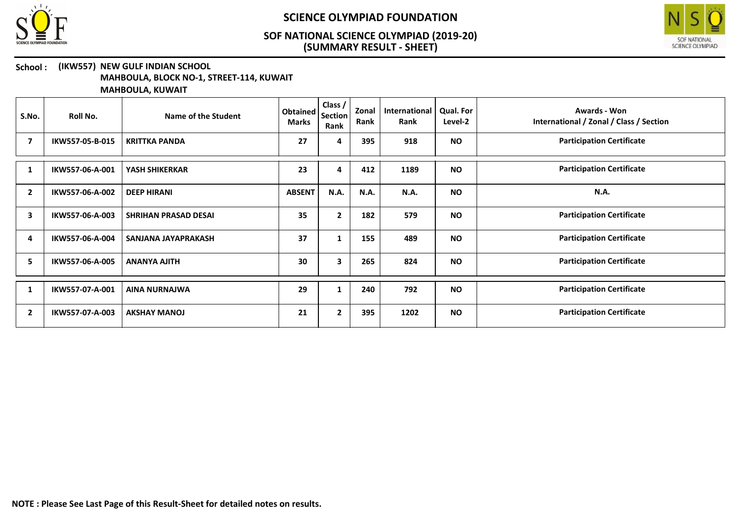# SCIENCE OLYMPIAD FOUNDATION

## SOF NATIONAL SCIENCE OLYMPIAD (2019-20)
## (SUMMARY RESULT - SHEET)

**School : (IKW557) NEW GULF INDIAN SCHOOL**
**MAHBOULA, BLOCK NO-1, STREET-114, KUWAIT**
**MAHBOULA, KUWAIT**

| S.No. | Roll No. | Name of the Student | Obtained Marks | Class / Section Rank | Zonal Rank | International Rank | Qual. For Level-2 | Awards - Won International / Zonal / Class / Section |
|---|---|---|---|---|---|---|---|---|
| 7 | IKW557-05-B-015 | KRITTKA PANDA | 27 | 4 | 395 | 918 | NO | Participation Certificate |
| 1 | IKW557-06-A-001 | YASH SHIKERKAR | 23 | 4 | 412 | 1189 | NO | Participation Certificate |
| 2 | IKW557-06-A-002 | DEEP HIRANI | ABSENT | N.A. | N.A. | N.A. | NO | N.A. |
| 3 | IKW557-06-A-003 | SHRIHAN PRASAD DESAI | 35 | 2 | 182 | 579 | NO | Participation Certificate |
| 4 | IKW557-06-A-004 | SANJANA JAYAPRAKASH | 37 | 1 | 155 | 489 | NO | Participation Certificate |
| 5 | IKW557-06-A-005 | ANANYA AJITH | 30 | 3 | 265 | 824 | NO | Participation Certificate |
| 1 | IKW557-07-A-001 | AINA NURNAJWA | 29 | 1 | 240 | 792 | NO | Participation Certificate |
| 2 | IKW557-07-A-003 | AKSHAY MANOJ | 21 | 2 | 395 | 1202 | NO | Participation Certificate |

**NOTE : Please See Last Page of this Result-Sheet for detailed notes on results.**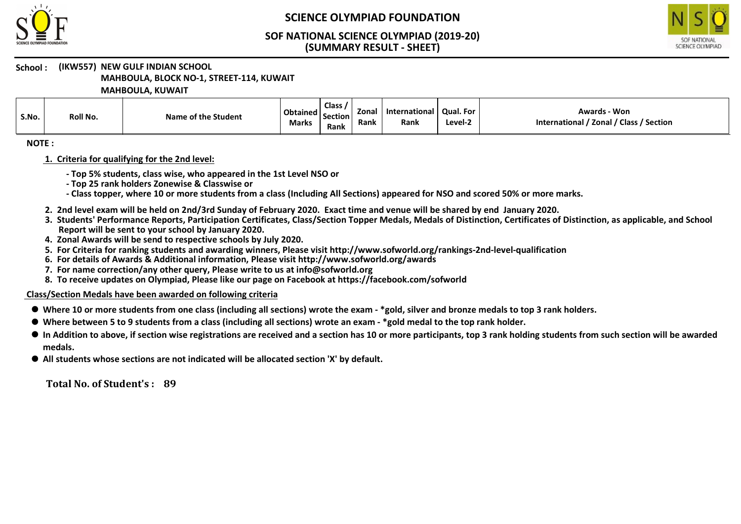# SCIENCE OLYMPIAD FOUNDATION

## SOF NATIONAL SCIENCE OLYMPIAD (2019-20)
## (SUMMARY RESULT - SHEET)

**School :** **(IKW557) NEW GULF INDIAN SCHOOL**
**MAHBOULA, BLOCK NO-1, STREET-114, KUWAIT**
**MAHBOULA, KUWAIT**

| S.No. | Roll No. | Name of the Student | Obtained Marks | Class / Section Rank | Zonal Rank | International Rank | Qual. For Level-2 | Awards - Won International / Zonal / Class / Section |
|---|---|---|---|---|---|---|---|---|

**NOTE :**

**1. Criteria for qualifying for the 2nd level:**

- **Top 5% students, class wise, who appeared in the 1st Level NSO or**
- **Top 25 rank holders Zonewise & Classwise or**
- **Class topper, where 10 or more students from a class (Including All Sections) appeared for NSO and scored 50% or more marks.**

**2. 2nd level exam will be held on 2nd/3rd Sunday of February 2020. Exact time and venue will be shared by end January 2020.**
**3. Students' Performance Reports, Participation Certificates, Class/Section Topper Medals, Medals of Distinction, Certificates of Distinction, as applicable, and School Report will be sent to your school by January 2020.**
**4. Zonal Awards will be send to respective schools by July 2020.**
**5. For Criteria for ranking students and awarding winners, Please visit http://www.sofworld.org/rankings-2nd-level-qualification**
**6. For details of Awards & Additional information, Please visit http://www.sofworld.org/awards**
**7. For name correction/any other query, Please write to us at info@sofworld.org**
**8. To receive updates on Olympiad, Please like our page on Facebook at https://facebook.com/sofworld**

**Class/Section Medals have been awarded on following criteria**

- **Where 10 or more students from one class (including all sections) wrote the exam - *gold, silver and bronze medals to top 3 rank holders.**
- **Where between 5 to 9 students from a class (including all sections) wrote an exam - *gold medal to the top rank holder.**
- **In Addition to above, if section wise registrations are received and a section has 10 or more participants, top 3 rank holding students from such section will be awarded medals.**
- **All students whose sections are not indicated will be allocated section 'X' by default.**

**Total No. of Student's : 89**